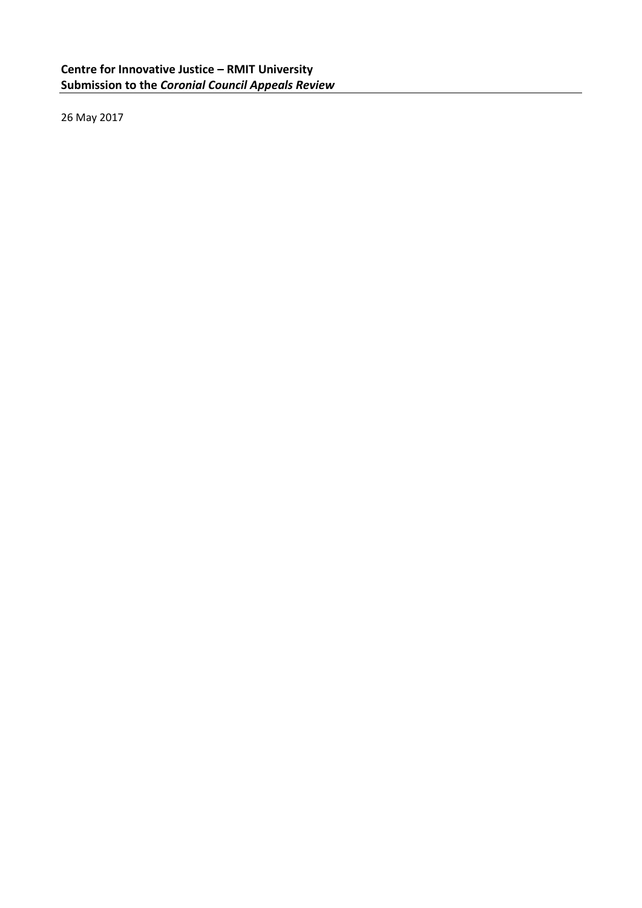**Centre for Innovative Justice – RMIT University**
**Submission to the *Coronial Council Appeals Review***

26 May 2017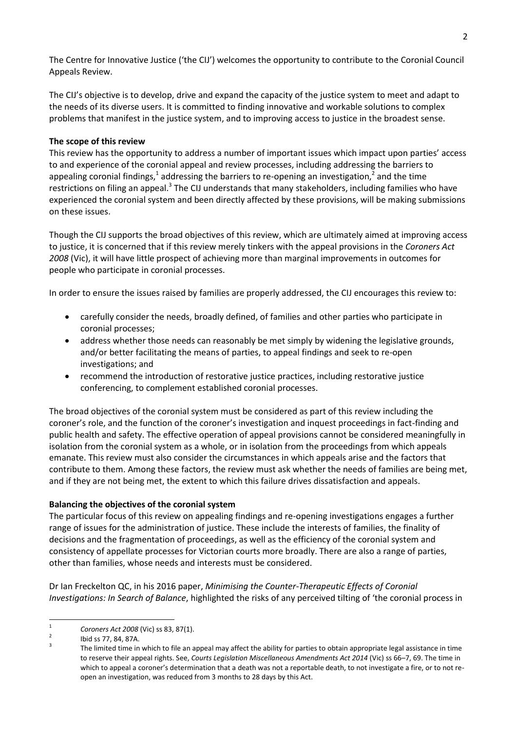The Centre for Innovative Justice ('the CIJ') welcomes the opportunity to contribute to the Coronial Council Appeals Review.

The CIJ's objective is to develop, drive and expand the capacity of the justice system to meet and adapt to the needs of its diverse users. It is committed to finding innovative and workable solutions to complex problems that manifest in the justice system, and to improving access to justice in the broadest sense.

**The scope of this review**

This review has the opportunity to address a number of important issues which impact upon parties' access to and experience of the coronial appeal and review processes, including addressing the barriers to appealing coronial findings,[1] addressing the barriers to re-opening an investigation,[2] and the time restrictions on filing an appeal.[3] The CIJ understands that many stakeholders, including families who have experienced the coronial system and been directly affected by these provisions, will be making submissions on these issues.

Though the CIJ supports the broad objectives of this review, which are ultimately aimed at improving access to justice, it is concerned that if this review merely tinkers with the appeal provisions in the *Coroners Act 2008* (Vic), it will have little prospect of achieving more than marginal improvements in outcomes for people who participate in coronial processes.

In order to ensure the issues raised by families are properly addressed, the CIJ encourages this review to:

- carefully consider the needs, broadly defined, of families and other parties who participate in coronial processes;
- address whether those needs can reasonably be met simply by widening the legislative grounds, and/or better facilitating the means of parties, to appeal findings and seek to re-open investigations; and
- recommend the introduction of restorative justice practices, including restorative justice conferencing, to complement established coronial processes.

The broad objectives of the coronial system must be considered as part of this review including the coroner's role, and the function of the coroner's investigation and inquest proceedings in fact-finding and public health and safety. The effective operation of appeal provisions cannot be considered meaningfully in isolation from the coronial system as a whole, or in isolation from the proceedings from which appeals emanate. This review must also consider the circumstances in which appeals arise and the factors that contribute to them. Among these factors, the review must ask whether the needs of families are being met, and if they are not being met, the extent to which this failure drives dissatisfaction and appeals.

**Balancing the objectives of the coronial system**

The particular focus of this review on appealing findings and re-opening investigations engages a further range of issues for the administration of justice. These include the interests of families, the finality of decisions and the fragmentation of proceedings, as well as the efficiency of the coronial system and consistency of appellate processes for Victorian courts more broadly. There are also a range of parties, other than families, whose needs and interests must be considered.

Dr Ian Freckelton QC, in his 2016 paper, *Minimising the Counter-Therapeutic Effects of Coronial Investigations: In Search of Balance*, highlighted the risks of any perceived tilting of 'the coronial process in

---

[1] *Coroners Act 2008* (Vic) ss 83, 87(1).

[2] Ibid ss 77, 84, 87A.

[3] The limited time in which to file an appeal may affect the ability for parties to obtain appropriate legal assistance in time to reserve their appeal rights. See, *Courts Legislation Miscellaneous Amendments Act 2014* (Vic) ss 66–7, 69. The time in which to appeal a coroner's determination that a death was not a reportable death, to not investigate a fire, or to not re-open an investigation, was reduced from 3 months to 28 days by this Act.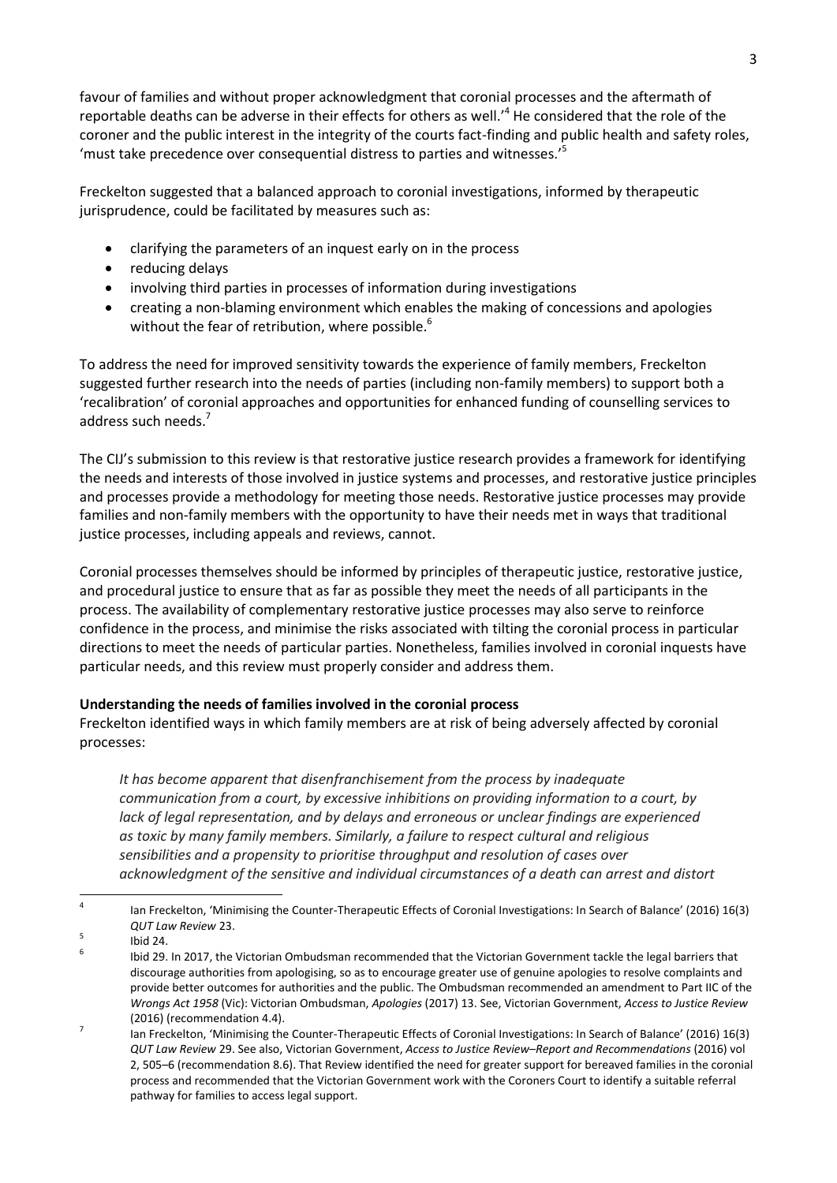favour of families and without proper acknowledgment that coronial processes and the aftermath of reportable deaths can be adverse in their effects for others as well.'[4] He considered that the role of the coroner and the public interest in the integrity of the courts fact-finding and public health and safety roles, 'must take precedence over consequential distress to parties and witnesses.'[5]

Freckelton suggested that a balanced approach to coronial investigations, informed by therapeutic jurisprudence, could be facilitated by measures such as:

- clarifying the parameters of an inquest early on in the process
- reducing delays
- involving third parties in processes of information during investigations
- creating a non-blaming environment which enables the making of concessions and apologies without the fear of retribution, where possible.[6]

To address the need for improved sensitivity towards the experience of family members, Freckelton suggested further research into the needs of parties (including non-family members) to support both a 'recalibration' of coronial approaches and opportunities for enhanced funding of counselling services to address such needs.[7]

The CIJ's submission to this review is that restorative justice research provides a framework for identifying the needs and interests of those involved in justice systems and processes, and restorative justice principles and processes provide a methodology for meeting those needs. Restorative justice processes may provide families and non-family members with the opportunity to have their needs met in ways that traditional justice processes, including appeals and reviews, cannot.

Coronial processes themselves should be informed by principles of therapeutic justice, restorative justice, and procedural justice to ensure that as far as possible they meet the needs of all participants in the process. The availability of complementary restorative justice processes may also serve to reinforce confidence in the process, and minimise the risks associated with tilting the coronial process in particular directions to meet the needs of particular parties. Nonetheless, families involved in coronial inquests have particular needs, and this review must properly consider and address them.

**Understanding the needs of families involved in the coronial process**

Freckelton identified ways in which family members are at risk of being adversely affected by coronial processes:

> *It has become apparent that disenfranchisement from the process by inadequate communication from a court, by excessive inhibitions on providing information to a court, by lack of legal representation, and by delays and erroneous or unclear findings are experienced as toxic by many family members. Similarly, a failure to respect cultural and religious sensibilities and a propensity to prioritise throughput and resolution of cases over acknowledgment of the sensitive and individual circumstances of a death can arrest and distort*

---

[4] Ian Freckelton, 'Minimising the Counter-Therapeutic Effects of Coronial Investigations: In Search of Balance' (2016) 16(3) *QUT Law Review* 23.

[5] Ibid 24.

[6] Ibid 29. In 2017, the Victorian Ombudsman recommended that the Victorian Government tackle the legal barriers that discourage authorities from apologising, so as to encourage greater use of genuine apologies to resolve complaints and provide better outcomes for authorities and the public. The Ombudsman recommended an amendment to Part IIC of the *Wrongs Act 1958* (Vic): Victorian Ombudsman, *Apologies* (2017) 13. See, Victorian Government, *Access to Justice Review* (2016) (recommendation 4.4).

[7] Ian Freckelton, 'Minimising the Counter-Therapeutic Effects of Coronial Investigations: In Search of Balance' (2016) 16(3) *QUT Law Review* 29. See also, Victorian Government, *Access to Justice Review–Report and Recommendations* (2016) vol 2, 505–6 (recommendation 8.6). That Review identified the need for greater support for bereaved families in the coronial process and recommended that the Victorian Government work with the Coroners Court to identify a suitable referral pathway for families to access legal support.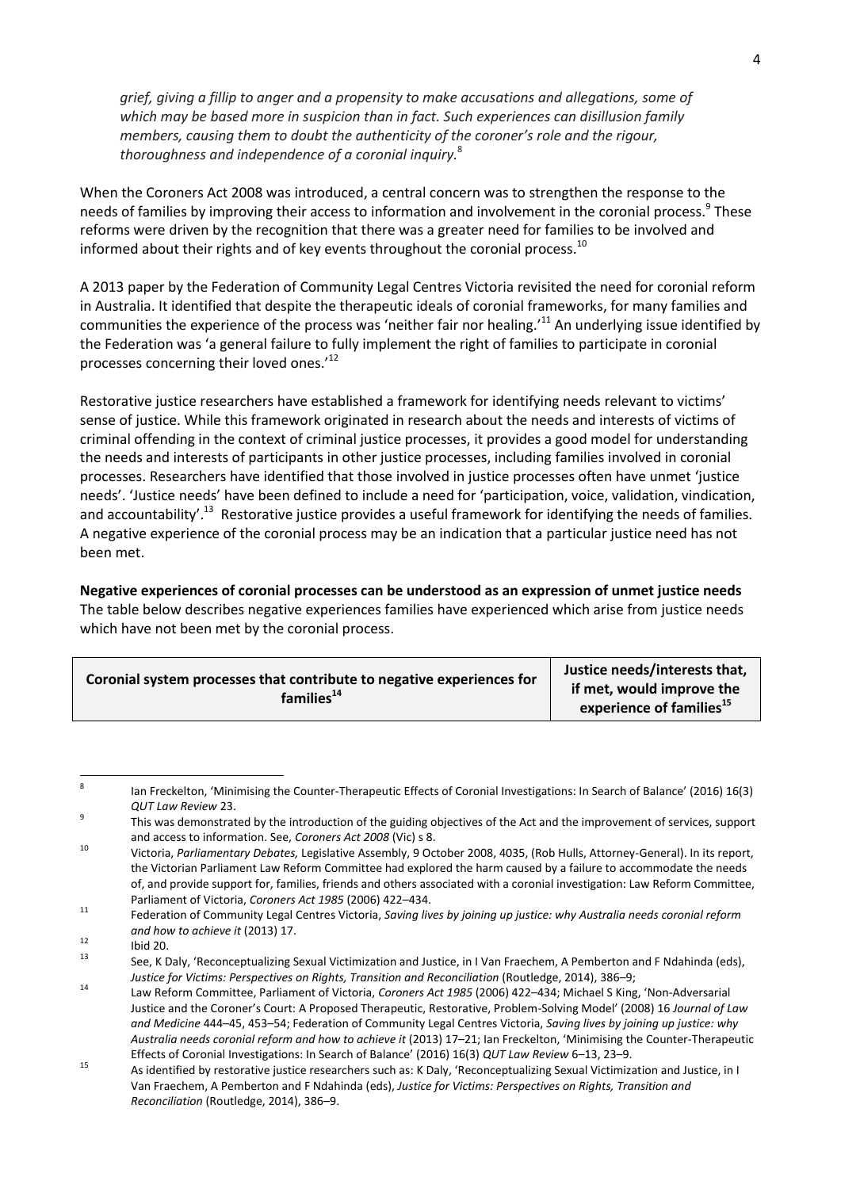*grief, giving a fillip to anger and a propensity to make accusations and allegations, some of which may be based more in suspicion than in fact. Such experiences can disillusion family members, causing them to doubt the authenticity of the coroner's role and the rigour, thoroughness and independence of a coronial inquiry.*[8]

When the Coroners Act 2008 was introduced, a central concern was to strengthen the response to the needs of families by improving their access to information and involvement in the coronial process.[9] These reforms were driven by the recognition that there was a greater need for families to be involved and informed about their rights and of key events throughout the coronial process.[10]

A 2013 paper by the Federation of Community Legal Centres Victoria revisited the need for coronial reform in Australia. It identified that despite the therapeutic ideals of coronial frameworks, for many families and communities the experience of the process was 'neither fair nor healing.'[11] An underlying issue identified by the Federation was 'a general failure to fully implement the right of families to participate in coronial processes concerning their loved ones.'[12]

Restorative justice researchers have established a framework for identifying needs relevant to victims' sense of justice. While this framework originated in research about the needs and interests of victims of criminal offending in the context of criminal justice processes, it provides a good model for understanding the needs and interests of participants in other justice processes, including families involved in coronial processes. Researchers have identified that those involved in justice processes often have unmet 'justice needs'. 'Justice needs' have been defined to include a need for 'participation, voice, validation, vindication, and accountability'.[13] Restorative justice provides a useful framework for identifying the needs of families. A negative experience of the coronial process may be an indication that a particular justice need has not been met.

**Negative experiences of coronial processes can be understood as an expression of unmet justice needs**

The table below describes negative experiences families have experienced which arise from justice needs which have not been met by the coronial process.

| Coronial system processes that contribute to negative experiences for families[14] | Justice needs/interests that, if met, would improve the experience of families[15] |
|---|---|

---

[8] Ian Freckelton, 'Minimising the Counter-Therapeutic Effects of Coronial Investigations: In Search of Balance' (2016) 16(3) *QUT Law Review* 23.

[9] This was demonstrated by the introduction of the guiding objectives of the Act and the improvement of services, support and access to information. See, *Coroners Act 2008* (Vic) s 8.

[10] Victoria, *Parliamentary Debates,* Legislative Assembly, 9 October 2008, 4035, (Rob Hulls, Attorney-General). In its report, the Victorian Parliament Law Reform Committee had explored the harm caused by a failure to accommodate the needs of, and provide support for, families, friends and others associated with a coronial investigation: Law Reform Committee, Parliament of Victoria, *Coroners Act 1985* (2006) 422–434.

[11] Federation of Community Legal Centres Victoria, *Saving lives by joining up justice: why Australia needs coronial reform and how to achieve it* (2013) 17.

[12] Ibid 20.

[13] See, K Daly, 'Reconceptualizing Sexual Victimization and Justice, in I Van Fraechem, A Pemberton and F Ndahinda (eds), *Justice for Victims: Perspectives on Rights, Transition and Reconciliation* (Routledge, 2014), 386–9;

[14] Law Reform Committee, Parliament of Victoria, *Coroners Act 1985* (2006) 422–434; Michael S King, 'Non-Adversarial Justice and the Coroner's Court: A Proposed Therapeutic, Restorative, Problem-Solving Model' (2008) 16 *Journal of Law and Medicine* 444–45, 453–54; Federation of Community Legal Centres Victoria, *Saving lives by joining up justice: why Australia needs coronial reform and how to achieve it* (2013) 17–21; Ian Freckelton, 'Minimising the Counter-Therapeutic Effects of Coronial Investigations: In Search of Balance' (2016) 16(3) *QUT Law Review* 6–13, 23–9.

[15] As identified by restorative justice researchers such as: K Daly, 'Reconceptualizing Sexual Victimization and Justice, in I Van Fraechem, A Pemberton and F Ndahinda (eds), *Justice for Victims: Perspectives on Rights, Transition and Reconciliation* (Routledge, 2014), 386–9.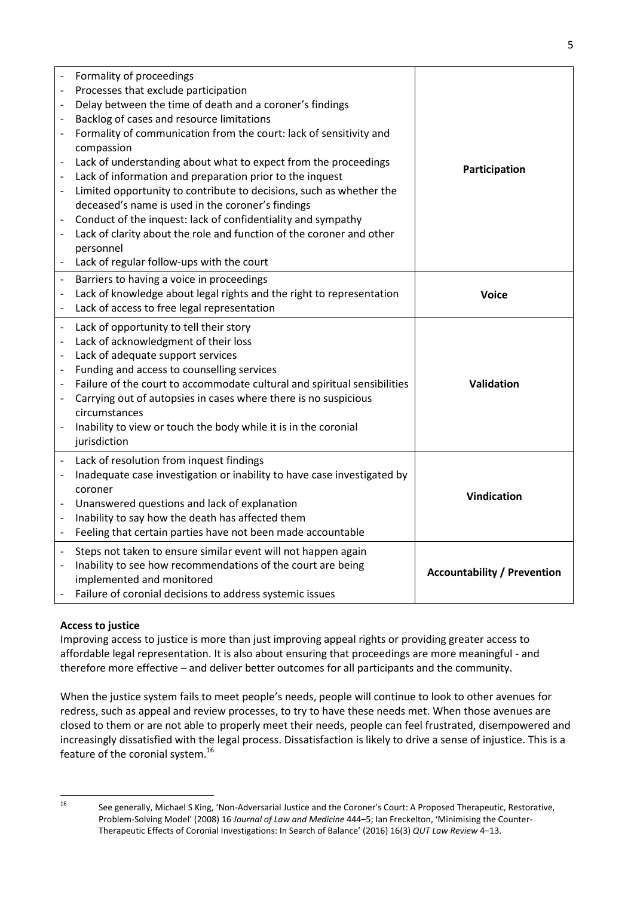| | |
|---|---|
| - Formality of proceedings<br>- Processes that exclude participation<br>- Delay between the time of death and a coroner's findings<br>- Backlog of cases and resource limitations<br>- Formality of communication from the court: lack of sensitivity and compassion<br>- Lack of understanding about what to expect from the proceedings<br>- Lack of information and preparation prior to the inquest<br>- Limited opportunity to contribute to decisions, such as whether the deceased's name is used in the coroner's findings<br>- Conduct of the inquest: lack of confidentiality and sympathy<br>- Lack of clarity about the role and function of the coroner and other personnel<br>- Lack of regular follow-ups with the court | **Participation** |
| - Barriers to having a voice in proceedings<br>- Lack of knowledge about legal rights and the right to representation<br>- Lack of access to free legal representation | **Voice** |
| - Lack of opportunity to tell their story<br>- Lack of acknowledgment of their loss<br>- Lack of adequate support services<br>- Funding and access to counselling services<br>- Failure of the court to accommodate cultural and spiritual sensibilities<br>- Carrying out of autopsies in cases where there is no suspicious circumstances<br>- Inability to view or touch the body while it is in the coronial jurisdiction | **Validation** |
| - Lack of resolution from inquest findings<br>- Inadequate case investigation or inability to have case investigated by coroner<br>- Unanswered questions and lack of explanation<br>- Inability to say how the death has affected them<br>- Feeling that certain parties have not been made accountable | **Vindication** |
| - Steps not taken to ensure similar event will not happen again<br>- Inability to see how recommendations of the court are being implemented and monitored<br>- Failure of coronial decisions to address systemic issues | **Accountability / Prevention** |

**Access to justice**

Improving access to justice is more than just improving appeal rights or providing greater access to affordable legal representation. It is also about ensuring that proceedings are more meaningful - and therefore more effective – and deliver better outcomes for all participants and the community.

When the justice system fails to meet people's needs, people will continue to look to other avenues for redress, such as appeal and review processes, to try to have these needs met. When those avenues are closed to them or are not able to properly meet their needs, people can feel frustrated, disempowered and increasingly dissatisfied with the legal process. Dissatisfaction is likely to drive a sense of injustice. This is a feature of the coronial system.[16]

[16] See generally, Michael S King, 'Non-Adversarial Justice and the Coroner's Court: A Proposed Therapeutic, Restorative, Problem-Solving Model' (2008) 16 *Journal of Law and Medicine* 444–5; Ian Freckelton, 'Minimising the Counter-Therapeutic Effects of Coronial Investigations: In Search of Balance' (2016) 16(3) *QUT Law Review* 4–13.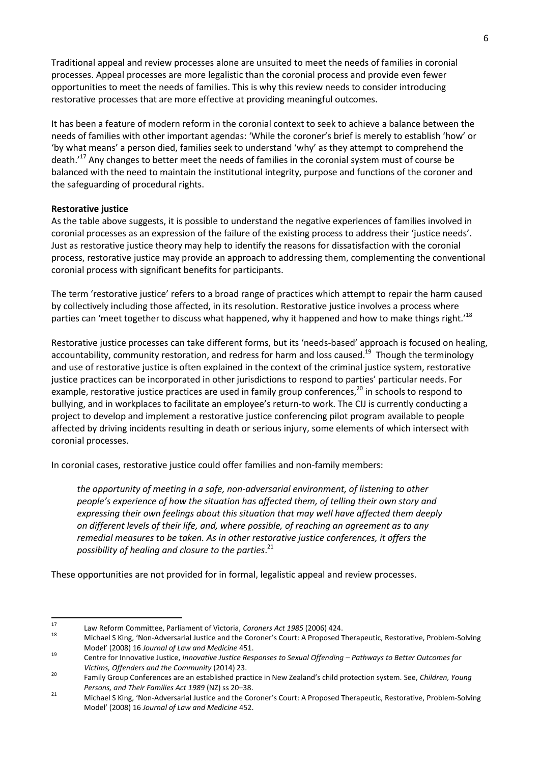Traditional appeal and review processes alone are unsuited to meet the needs of families in coronial processes. Appeal processes are more legalistic than the coronial process and provide even fewer opportunities to meet the needs of families. This is why this review needs to consider introducing restorative processes that are more effective at providing meaningful outcomes.

It has been a feature of modern reform in the coronial context to seek to achieve a balance between the needs of families with other important agendas: 'While the coroner's brief is merely to establish 'how' or 'by what means' a person died, families seek to understand 'why' as they attempt to comprehend the death.'[17] Any changes to better meet the needs of families in the coronial system must of course be balanced with the need to maintain the institutional integrity, purpose and functions of the coroner and the safeguarding of procedural rights.

**Restorative justice**

As the table above suggests, it is possible to understand the negative experiences of families involved in coronial processes as an expression of the failure of the existing process to address their 'justice needs'. Just as restorative justice theory may help to identify the reasons for dissatisfaction with the coronial process, restorative justice may provide an approach to addressing them, complementing the conventional coronial process with significant benefits for participants.

The term 'restorative justice' refers to a broad range of practices which attempt to repair the harm caused by collectively including those affected, in its resolution. Restorative justice involves a process where parties can 'meet together to discuss what happened, why it happened and how to make things right.'[18]

Restorative justice processes can take different forms, but its 'needs-based' approach is focused on healing, accountability, community restoration, and redress for harm and loss caused.[19] Though the terminology and use of restorative justice is often explained in the context of the criminal justice system, restorative justice practices can be incorporated in other jurisdictions to respond to parties' particular needs. For example, restorative justice practices are used in family group conferences,[20] in schools to respond to bullying, and in workplaces to facilitate an employee's return-to work. The CIJ is currently conducting a project to develop and implement a restorative justice conferencing pilot program available to people affected by driving incidents resulting in death or serious injury, some elements of which intersect with coronial processes.

In coronial cases, restorative justice could offer families and non-family members:

> *the opportunity of meeting in a safe, non-adversarial environment, of listening to other people's experience of how the situation has affected them, of telling their own story and expressing their own feelings about this situation that may well have affected them deeply on different levels of their life, and, where possible, of reaching an agreement as to any remedial measures to be taken. As in other restorative justice conferences, it offers the possibility of healing and closure to the parties*.[21]

These opportunities are not provided for in formal, legalistic appeal and review processes.

---

[17] Law Reform Committee, Parliament of Victoria, *Coroners Act 1985* (2006) 424.

[18] Michael S King, 'Non-Adversarial Justice and the Coroner's Court: A Proposed Therapeutic, Restorative, Problem-Solving Model' (2008) 16 *Journal of Law and Medicine* 451.

[19] Centre for Innovative Justice, *Innovative Justice Responses to Sexual Offending – Pathways to Better Outcomes for Victims, Offenders and the Community* (2014) 23.

[20] Family Group Conferences are an established practice in New Zealand's child protection system. See, *Children, Young Persons, and Their Families Act 1989* (NZ) ss 20–38.

[21] Michael S King, 'Non-Adversarial Justice and the Coroner's Court: A Proposed Therapeutic, Restorative, Problem-Solving Model' (2008) 16 *Journal of Law and Medicine* 452.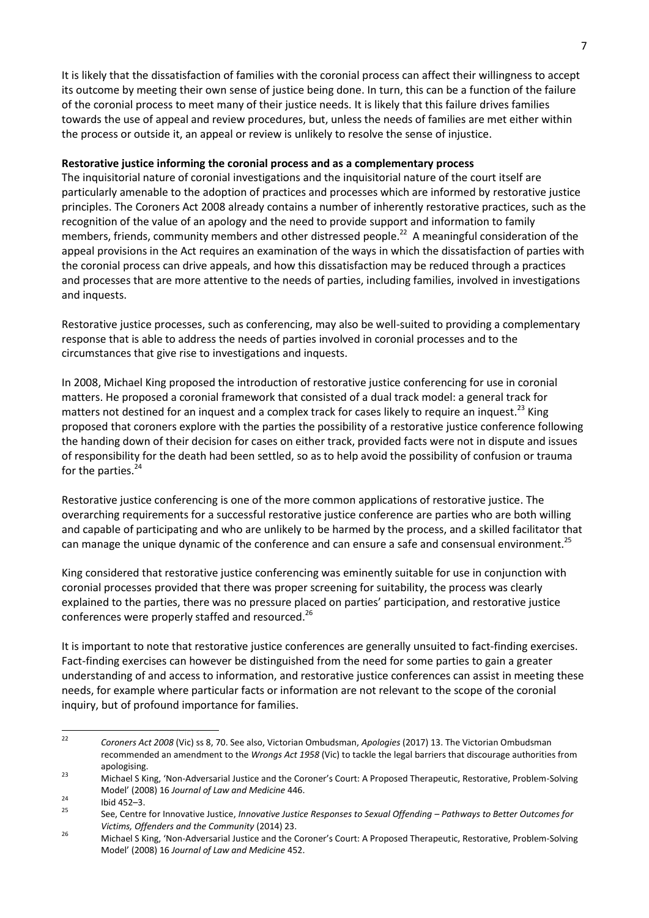It is likely that the dissatisfaction of families with the coronial process can affect their willingness to accept its outcome by meeting their own sense of justice being done. In turn, this can be a function of the failure of the coronial process to meet many of their justice needs. It is likely that this failure drives families towards the use of appeal and review procedures, but, unless the needs of families are met either within the process or outside it, an appeal or review is unlikely to resolve the sense of injustice.

**Restorative justice informing the coronial process and as a complementary process**

The inquisitorial nature of coronial investigations and the inquisitorial nature of the court itself are particularly amenable to the adoption of practices and processes which are informed by restorative justice principles. The Coroners Act 2008 already contains a number of inherently restorative practices, such as the recognition of the value of an apology and the need to provide support and information to family members, friends, community members and other distressed people.[22] A meaningful consideration of the appeal provisions in the Act requires an examination of the ways in which the dissatisfaction of parties with the coronial process can drive appeals, and how this dissatisfaction may be reduced through a practices and processes that are more attentive to the needs of parties, including families, involved in investigations and inquests.

Restorative justice processes, such as conferencing, may also be well-suited to providing a complementary response that is able to address the needs of parties involved in coronial processes and to the circumstances that give rise to investigations and inquests.

In 2008, Michael King proposed the introduction of restorative justice conferencing for use in coronial matters. He proposed a coronial framework that consisted of a dual track model: a general track for matters not destined for an inquest and a complex track for cases likely to require an inquest.[23] King proposed that coroners explore with the parties the possibility of a restorative justice conference following the handing down of their decision for cases on either track, provided facts were not in dispute and issues of responsibility for the death had been settled, so as to help avoid the possibility of confusion or trauma for the parties.[24]

Restorative justice conferencing is one of the more common applications of restorative justice. The overarching requirements for a successful restorative justice conference are parties who are both willing and capable of participating and who are unlikely to be harmed by the process, and a skilled facilitator that can manage the unique dynamic of the conference and can ensure a safe and consensual environment.[25]

King considered that restorative justice conferencing was eminently suitable for use in conjunction with coronial processes provided that there was proper screening for suitability, the process was clearly explained to the parties, there was no pressure placed on parties' participation, and restorative justice conferences were properly staffed and resourced.[26]

It is important to note that restorative justice conferences are generally unsuited to fact-finding exercises. Fact-finding exercises can however be distinguished from the need for some parties to gain a greater understanding of and access to information, and restorative justice conferences can assist in meeting these needs, for example where particular facts or information are not relevant to the scope of the coronial inquiry, but of profound importance for families.

---

[22] *Coroners Act 2008* (Vic) ss 8, 70. See also, Victorian Ombudsman, *Apologies* (2017) 13. The Victorian Ombudsman recommended an amendment to the *Wrongs Act 1958* (Vic) to tackle the legal barriers that discourage authorities from apologising.

[23] Michael S King, 'Non-Adversarial Justice and the Coroner's Court: A Proposed Therapeutic, Restorative, Problem-Solving Model' (2008) 16 *Journal of Law and Medicine* 446.

[24] Ibid 452–3.

[25] See, Centre for Innovative Justice, *Innovative Justice Responses to Sexual Offending – Pathways to Better Outcomes for Victims, Offenders and the Community* (2014) 23.

[26] Michael S King, 'Non-Adversarial Justice and the Coroner's Court: A Proposed Therapeutic, Restorative, Problem-Solving Model' (2008) 16 *Journal of Law and Medicine* 452.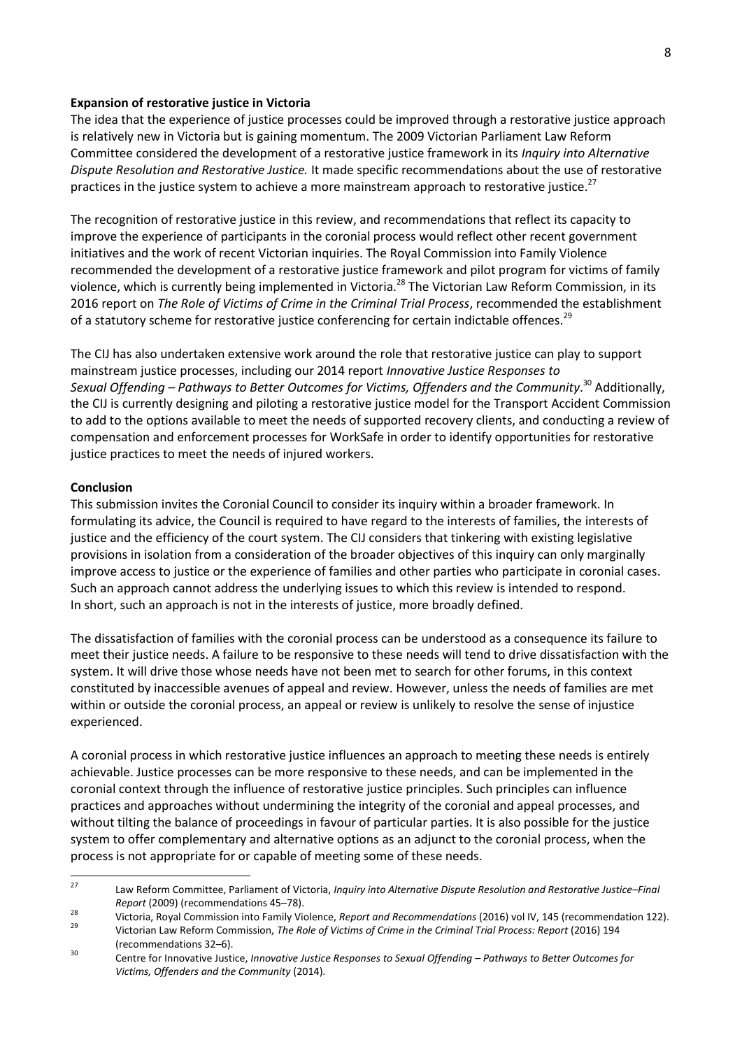**Expansion of restorative justice in Victoria**

The idea that the experience of justice processes could be improved through a restorative justice approach is relatively new in Victoria but is gaining momentum. The 2009 Victorian Parliament Law Reform Committee considered the development of a restorative justice framework in its *Inquiry into Alternative Dispute Resolution and Restorative Justice.* It made specific recommendations about the use of restorative practices in the justice system to achieve a more mainstream approach to restorative justice.[27]

The recognition of restorative justice in this review, and recommendations that reflect its capacity to improve the experience of participants in the coronial process would reflect other recent government initiatives and the work of recent Victorian inquiries. The Royal Commission into Family Violence recommended the development of a restorative justice framework and pilot program for victims of family violence, which is currently being implemented in Victoria.[28] The Victorian Law Reform Commission, in its 2016 report on *The Role of Victims of Crime in the Criminal Trial Process*, recommended the establishment of a statutory scheme for restorative justice conferencing for certain indictable offences.[29]

The CIJ has also undertaken extensive work around the role that restorative justice can play to support mainstream justice processes, including our 2014 report *Innovative Justice Responses to Sexual Offending – Pathways to Better Outcomes for Victims, Offenders and the Community*.[30] Additionally, the CIJ is currently designing and piloting a restorative justice model for the Transport Accident Commission to add to the options available to meet the needs of supported recovery clients, and conducting a review of compensation and enforcement processes for WorkSafe in order to identify opportunities for restorative justice practices to meet the needs of injured workers.

**Conclusion**

This submission invites the Coronial Council to consider its inquiry within a broader framework. In formulating its advice, the Council is required to have regard to the interests of families, the interests of justice and the efficiency of the court system. The CIJ considers that tinkering with existing legislative provisions in isolation from a consideration of the broader objectives of this inquiry can only marginally improve access to justice or the experience of families and other parties who participate in coronial cases. Such an approach cannot address the underlying issues to which this review is intended to respond. In short, such an approach is not in the interests of justice, more broadly defined.

The dissatisfaction of families with the coronial process can be understood as a consequence its failure to meet their justice needs. A failure to be responsive to these needs will tend to drive dissatisfaction with the system. It will drive those whose needs have not been met to search for other forums, in this context constituted by inaccessible avenues of appeal and review. However, unless the needs of families are met within or outside the coronial process, an appeal or review is unlikely to resolve the sense of injustice experienced.

A coronial process in which restorative justice influences an approach to meeting these needs is entirely achievable. Justice processes can be more responsive to these needs, and can be implemented in the coronial context through the influence of restorative justice principles. Such principles can influence practices and approaches without undermining the integrity of the coronial and appeal processes, and without tilting the balance of proceedings in favour of particular parties. It is also possible for the justice system to offer complementary and alternative options as an adjunct to the coronial process, when the process is not appropriate for or capable of meeting some of these needs.

---

[27] Law Reform Committee, Parliament of Victoria, *Inquiry into Alternative Dispute Resolution and Restorative Justice–Final Report* (2009) (recommendations 45–78).

[28] Victoria, Royal Commission into Family Violence, *Report and Recommendations* (2016) vol IV, 145 (recommendation 122).

[29] Victorian Law Reform Commission, *The Role of Victims of Crime in the Criminal Trial Process: Report* (2016) 194 (recommendations 32–6).

[30] Centre for Innovative Justice, *Innovative Justice Responses to Sexual Offending – Pathways to Better Outcomes for Victims, Offenders and the Community* (2014).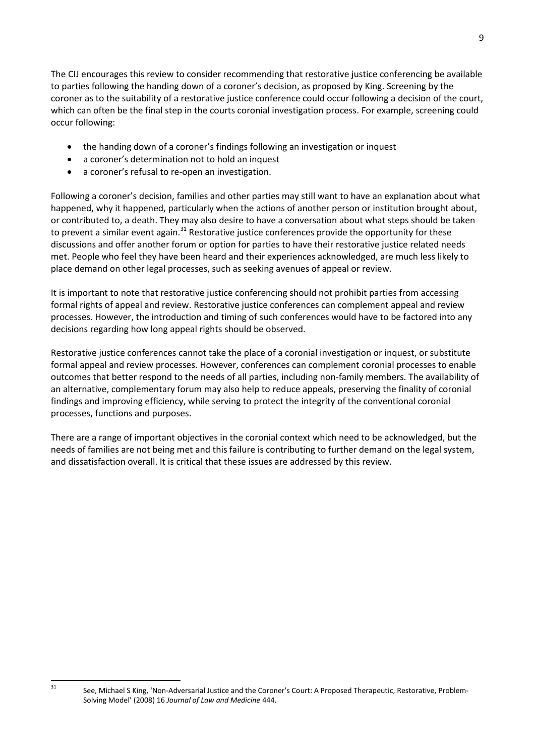The CIJ encourages this review to consider recommending that restorative justice conferencing be available to parties following the handing down of a coroner's decision, as proposed by King. Screening by the coroner as to the suitability of a restorative justice conference could occur following a decision of the court, which can often be the final step in the courts coronial investigation process. For example, screening could occur following:

- the handing down of a coroner's findings following an investigation or inquest
- a coroner's determination not to hold an inquest
- a coroner's refusal to re-open an investigation.

Following a coroner's decision, families and other parties may still want to have an explanation about what happened, why it happened, particularly when the actions of another person or institution brought about, or contributed to, a death. They may also desire to have a conversation about what steps should be taken to prevent a similar event again.[31] Restorative justice conferences provide the opportunity for these discussions and offer another forum or option for parties to have their restorative justice related needs met. People who feel they have been heard and their experiences acknowledged, are much less likely to place demand on other legal processes, such as seeking avenues of appeal or review.

It is important to note that restorative justice conferencing should not prohibit parties from accessing formal rights of appeal and review. Restorative justice conferences can complement appeal and review processes. However, the introduction and timing of such conferences would have to be factored into any decisions regarding how long appeal rights should be observed.

Restorative justice conferences cannot take the place of a coronial investigation or inquest, or substitute formal appeal and review processes. However, conferences can complement coronial processes to enable outcomes that better respond to the needs of all parties, including non-family members. The availability of an alternative, complementary forum may also help to reduce appeals, preserving the finality of coronial findings and improving efficiency, while serving to protect the integrity of the conventional coronial processes, functions and purposes.

There are a range of important objectives in the coronial context which need to be acknowledged, but the needs of families are not being met and this failure is contributing to further demand on the legal system, and dissatisfaction overall. It is critical that these issues are addressed by this review.

---

[31] See, Michael S King, 'Non-Adversarial Justice and the Coroner's Court: A Proposed Therapeutic, Restorative, Problem-Solving Model' (2008) 16 *Journal of Law and Medicine* 444.